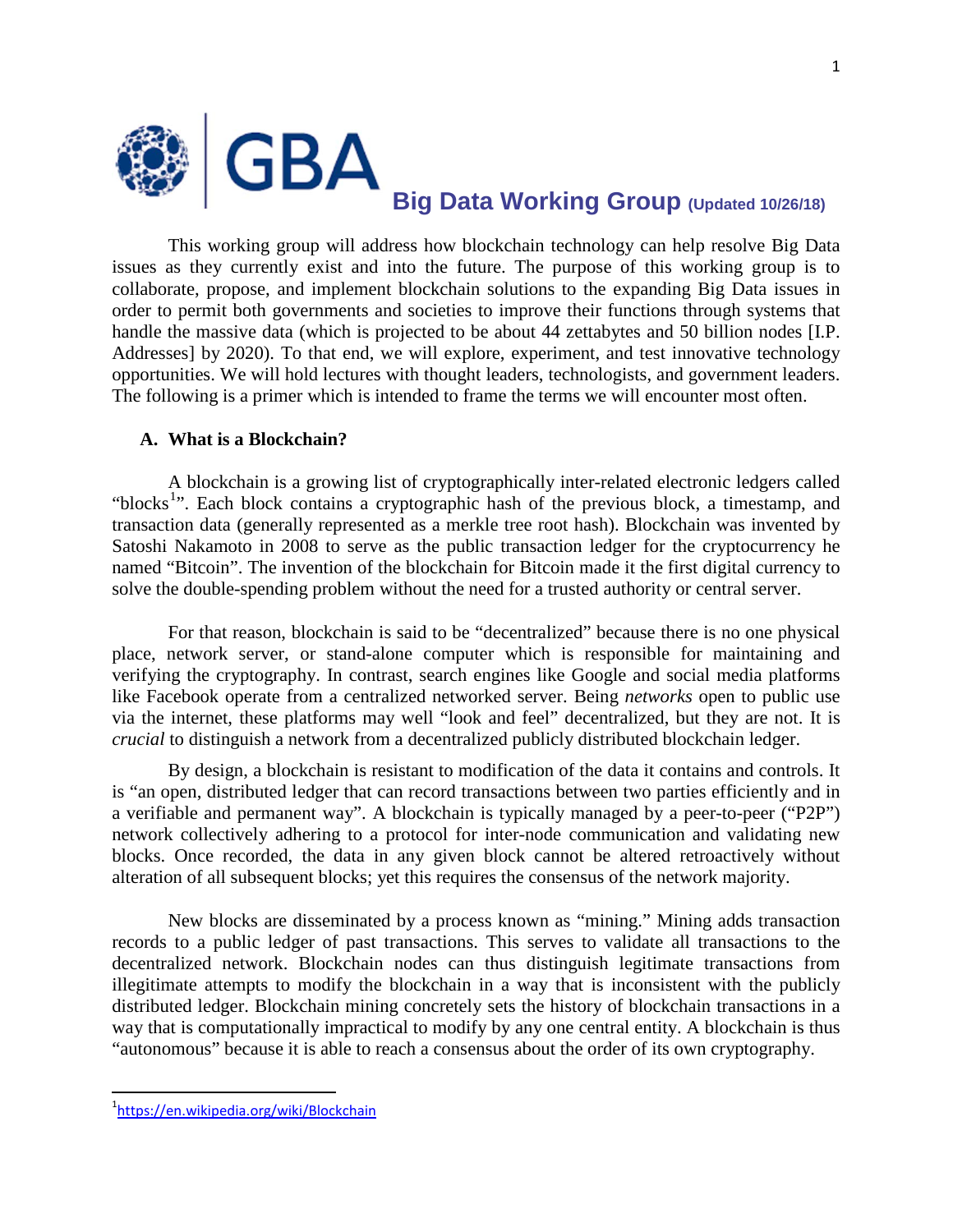# GBA Big Data Working Group (Updated 10/26/18)

This working group will address how blockchain technology can help resolve Big Data issues as they currently exist and into the future. The purpose of this working group is to collaborate, propose, and implement blockchain solutions to the expanding Big Data issues in order to permit both governments and societies to improve their functions through systems that handle the massive data (which is projected to be about 44 zettabytes and 50 billion nodes [I.P. Addresses] by 2020). To that end, we will explore, experiment, and test innovative technology opportunities. We will hold lectures with thought leaders, technologists, and government leaders. The following is a primer which is intended to frame the terms we will encounter most often.

## A. What is a Blockchain?

A blockchain is a growing list of cryptographically inter-related electronic ledgers called "blocks[1]". Each block contains a cryptographic hash of the previous block, a timestamp, and transaction data (generally represented as a merkle tree root hash). Blockchain was invented by Satoshi Nakamoto in 2008 to serve as the public transaction ledger for the cryptocurrency he named "Bitcoin". The invention of the blockchain for Bitcoin made it the first digital currency to solve the double-spending problem without the need for a trusted authority or central server.

For that reason, blockchain is said to be "decentralized" because there is no one physical place, network server, or stand-alone computer which is responsible for maintaining and verifying the cryptography. In contrast, search engines like Google and social media platforms like Facebook operate from a centralized networked server. Being *networks* open to public use via the internet, these platforms may well "look and feel" decentralized, but they are not. It is *crucial* to distinguish a network from a decentralized publicly distributed blockchain ledger.

By design, a blockchain is resistant to modification of the data it contains and controls. It is "an open, distributed ledger that can record transactions between two parties efficiently and in a verifiable and permanent way". A blockchain is typically managed by a peer-to-peer ("P2P") network collectively adhering to a protocol for inter-node communication and validating new blocks. Once recorded, the data in any given block cannot be altered retroactively without alteration of all subsequent blocks; yet this requires the consensus of the network majority.

New blocks are disseminated by a process known as "mining." Mining adds transaction records to a public ledger of past transactions. This serves to validate all transactions to the decentralized network. Blockchain nodes can thus distinguish legitimate transactions from illegitimate attempts to modify the blockchain in a way that is inconsistent with the publicly distributed ledger. Blockchain mining concretely sets the history of blockchain transactions in a way that is computationally impractical to modify by any one central entity. A blockchain is thus "autonomous" because it is able to reach a consensus about the order of its own cryptography.

---

[1] https://en.wikipedia.org/wiki/Blockchain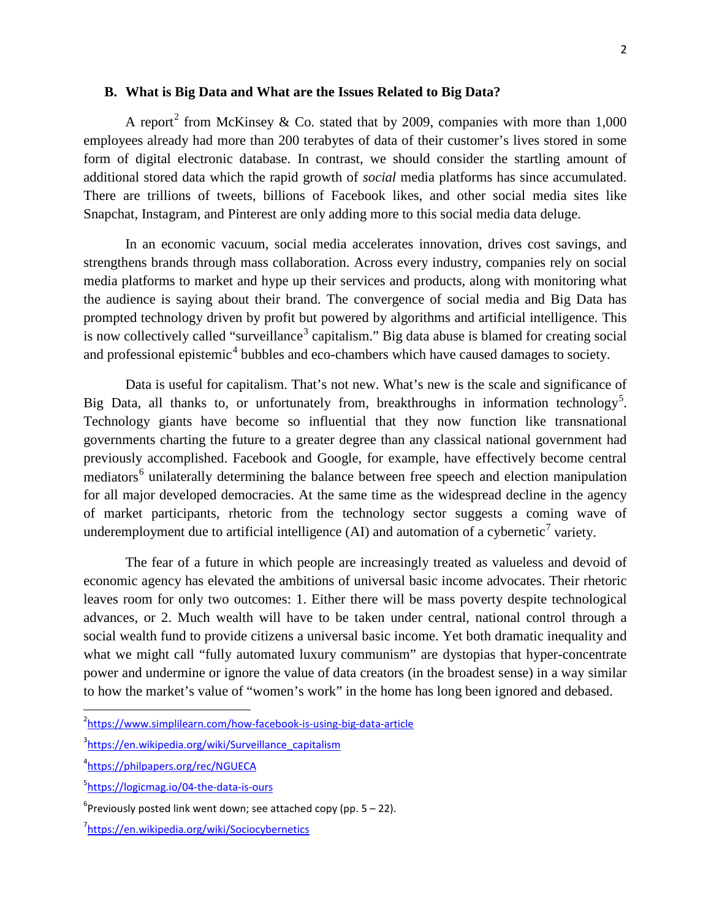### B. What is Big Data and What are the Issues Related to Big Data?

A report[2] from McKinsey & Co. stated that by 2009, companies with more than 1,000 employees already had more than 200 terabytes of data of their customer's lives stored in some form of digital electronic database. In contrast, we should consider the startling amount of additional stored data which the rapid growth of *social* media platforms has since accumulated. There are trillions of tweets, billions of Facebook likes, and other social media sites like Snapchat, Instagram, and Pinterest are only adding more to this social media data deluge.

In an economic vacuum, social media accelerates innovation, drives cost savings, and strengthens brands through mass collaboration. Across every industry, companies rely on social media platforms to market and hype up their services and products, along with monitoring what the audience is saying about their brand. The convergence of social media and Big Data has prompted technology driven by profit but powered by algorithms and artificial intelligence. This is now collectively called "surveillance[3] capitalism." Big data abuse is blamed for creating social and professional epistemic[4] bubbles and eco-chambers which have caused damages to society.

Data is useful for capitalism. That's not new. What's new is the scale and significance of Big Data, all thanks to, or unfortunately from, breakthroughs in information technology[5]. Technology giants have become so influential that they now function like transnational governments charting the future to a greater degree than any classical national government had previously accomplished. Facebook and Google, for example, have effectively become central mediators[6] unilaterally determining the balance between free speech and election manipulation for all major developed democracies. At the same time as the widespread decline in the agency of market participants, rhetoric from the technology sector suggests a coming wave of underemployment due to artificial intelligence (AI) and automation of a cybernetic[7] variety.

The fear of a future in which people are increasingly treated as valueless and devoid of economic agency has elevated the ambitions of universal basic income advocates. Their rhetoric leaves room for only two outcomes: 1. Either there will be mass poverty despite technological advances, or 2. Much wealth will have to be taken under central, national control through a social wealth fund to provide citizens a universal basic income. Yet both dramatic inequality and what we might call "fully automated luxury communism" are dystopias that hyper-concentrate power and undermine or ignore the value of data creators (in the broadest sense) in a way similar to how the market's value of "women's work" in the home has long been ignored and debased.

---

[2] https://www.simplilearn.com/how-facebook-is-using-big-data-article

[3] https://en.wikipedia.org/wiki/Surveillance_capitalism

[4] https://philpapers.org/rec/NGUECA

[5] https://logicmag.io/04-the-data-is-ours

[6] Previously posted link went down; see attached copy (pp. 5 – 22).

[7] https://en.wikipedia.org/wiki/Sociocybernetics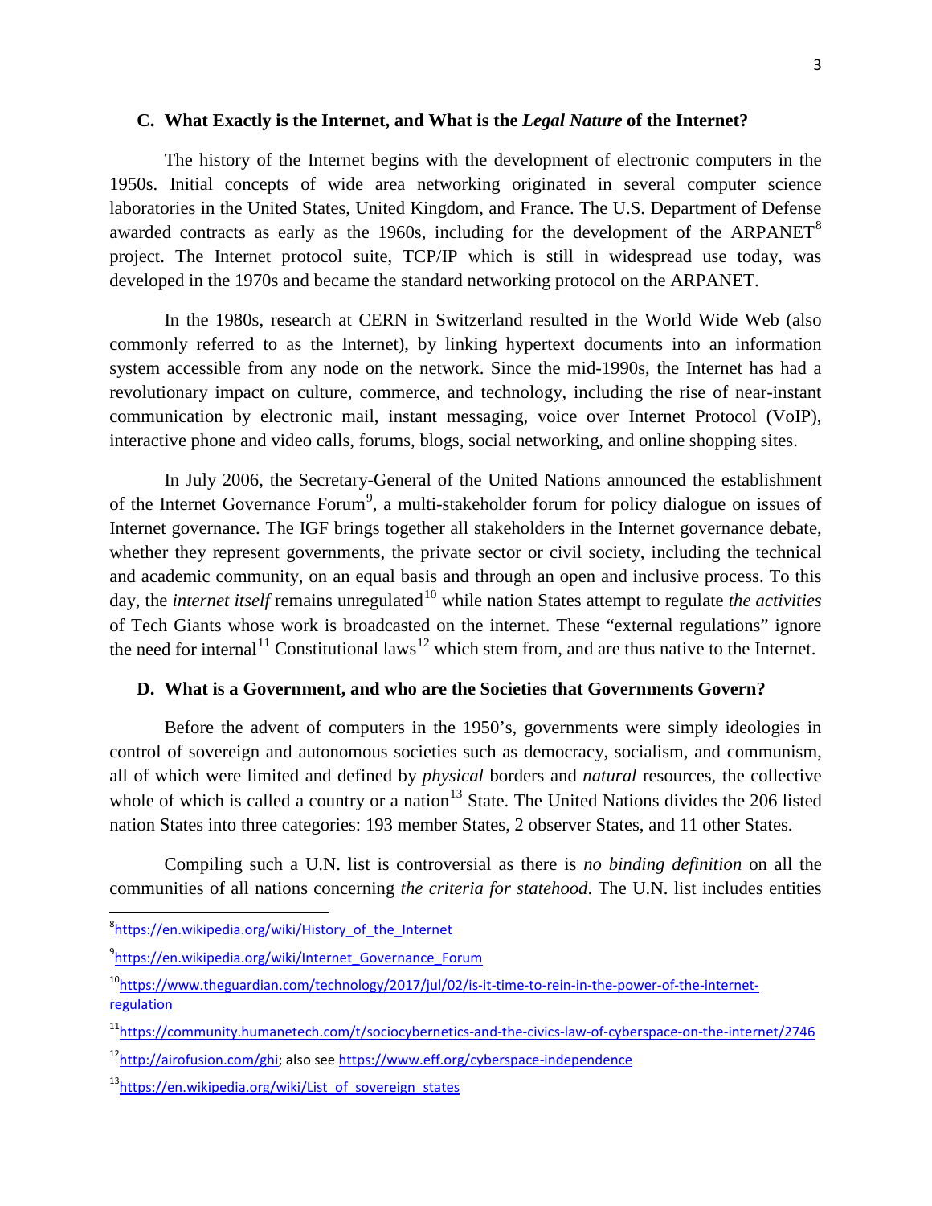### C. What Exactly is the Internet, and What is the *Legal Nature* of the Internet?

The history of the Internet begins with the development of electronic computers in the 1950s. Initial concepts of wide area networking originated in several computer science laboratories in the United States, United Kingdom, and France. The U.S. Department of Defense awarded contracts as early as the 1960s, including for the development of the ARPANET[8] project. The Internet protocol suite, TCP/IP which is still in widespread use today, was developed in the 1970s and became the standard networking protocol on the ARPANET.

In the 1980s, research at CERN in Switzerland resulted in the World Wide Web (also commonly referred to as the Internet), by linking hypertext documents into an information system accessible from any node on the network. Since the mid-1990s, the Internet has had a revolutionary impact on culture, commerce, and technology, including the rise of near-instant communication by electronic mail, instant messaging, voice over Internet Protocol (VoIP), interactive phone and video calls, forums, blogs, social networking, and online shopping sites.

In July 2006, the Secretary-General of the United Nations announced the establishment of the Internet Governance Forum[9], a multi-stakeholder forum for policy dialogue on issues of Internet governance. The IGF brings together all stakeholders in the Internet governance debate, whether they represent governments, the private sector or civil society, including the technical and academic community, on an equal basis and through an open and inclusive process. To this day, the *internet itself* remains unregulated[10] while nation States attempt to regulate *the activities* of Tech Giants whose work is broadcasted on the internet. These "external regulations" ignore the need for internal[11] Constitutional laws[12] which stem from, and are thus native to the Internet.

### D. What is a Government, and who are the Societies that Governments Govern?

Before the advent of computers in the 1950's, governments were simply ideologies in control of sovereign and autonomous societies such as democracy, socialism, and communism, all of which were limited and defined by *physical* borders and *natural* resources, the collective whole of which is called a country or a nation[13] State. The United Nations divides the 206 listed nation States into three categories: 193 member States, 2 observer States, and 11 other States.

Compiling such a U.N. list is controversial as there is *no binding definition* on all the communities of all nations concerning *the criteria for statehood*. The U.N. list includes entities

---

[8] https://en.wikipedia.org/wiki/History_of_the_Internet

[9] https://en.wikipedia.org/wiki/Internet_Governance_Forum

[10] https://www.theguardian.com/technology/2017/jul/02/is-it-time-to-rein-in-the-power-of-the-internet-regulation

[11] https://community.humanetech.com/t/sociocybernetics-and-the-civics-law-of-cyberspace-on-the-internet/2746

[12] http://airofusion.com/ghi; also see https://www.eff.org/cyberspace-independence

[13] https://en.wikipedia.org/wiki/List_of_sovereign_states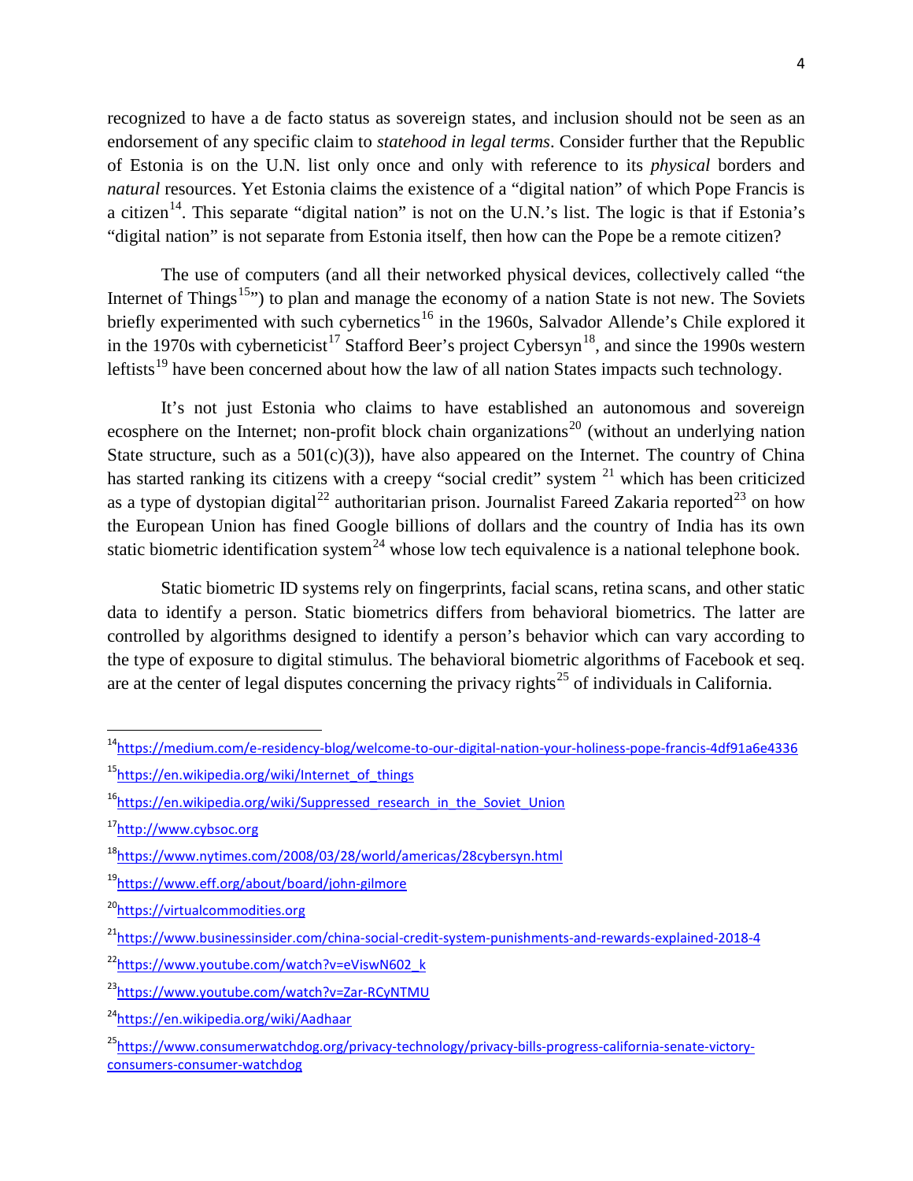recognized to have a de facto status as sovereign states, and inclusion should not be seen as an endorsement of any specific claim to *statehood in legal terms*. Consider further that the Republic of Estonia is on the U.N. list only once and only with reference to its *physical* borders and *natural* resources. Yet Estonia claims the existence of a "digital nation" of which Pope Francis is a citizen[14]. This separate "digital nation" is not on the U.N.'s list. The logic is that if Estonia's "digital nation" is not separate from Estonia itself, then how can the Pope be a remote citizen?

The use of computers (and all their networked physical devices, collectively called "the Internet of Things[15]") to plan and manage the economy of a nation State is not new. The Soviets briefly experimented with such cybernetics[16] in the 1960s, Salvador Allende's Chile explored it in the 1970s with cyberneticist[17] Stafford Beer's project Cybersyn[18], and since the 1990s western leftists[19] have been concerned about how the law of all nation States impacts such technology.

It's not just Estonia who claims to have established an autonomous and sovereign ecosphere on the Internet; non-profit block chain organizations[20] (without an underlying nation State structure, such as a 501(c)(3)), have also appeared on the Internet. The country of China has started ranking its citizens with a creepy "social credit" system [21] which has been criticized as a type of dystopian digital[22] authoritarian prison. Journalist Fareed Zakaria reported[23] on how the European Union has fined Google billions of dollars and the country of India has its own static biometric identification system[24] whose low tech equivalence is a national telephone book.

Static biometric ID systems rely on fingerprints, facial scans, retina scans, and other static data to identify a person. Static biometrics differs from behavioral biometrics. The latter are controlled by algorithms designed to identify a person's behavior which can vary according to the type of exposure to digital stimulus. The behavioral biometric algorithms of Facebook et seq. are at the center of legal disputes concerning the privacy rights[25] of individuals in California.

---

[14] https://medium.com/e-residency-blog/welcome-to-our-digital-nation-your-holiness-pope-francis-4df91a6e4336

[15] https://en.wikipedia.org/wiki/Internet_of_things

[16] https://en.wikipedia.org/wiki/Suppressed_research_in_the_Soviet_Union

[17] http://www.cybsoc.org

[18] https://www.nytimes.com/2008/03/28/world/americas/28cybersyn.html

[19] https://www.eff.org/about/board/john-gilmore

[20] https://virtualcommodities.org

[21] https://www.businessinsider.com/china-social-credit-system-punishments-and-rewards-explained-2018-4

[22] https://www.youtube.com/watch?v=eViswN602_k

[23] https://www.youtube.com/watch?v=Zar-RCyNTMU

[24] https://en.wikipedia.org/wiki/Aadhaar

[25] https://www.consumerwatchdog.org/privacy-technology/privacy-bills-progress-california-senate-victory-consumers-consumer-watchdog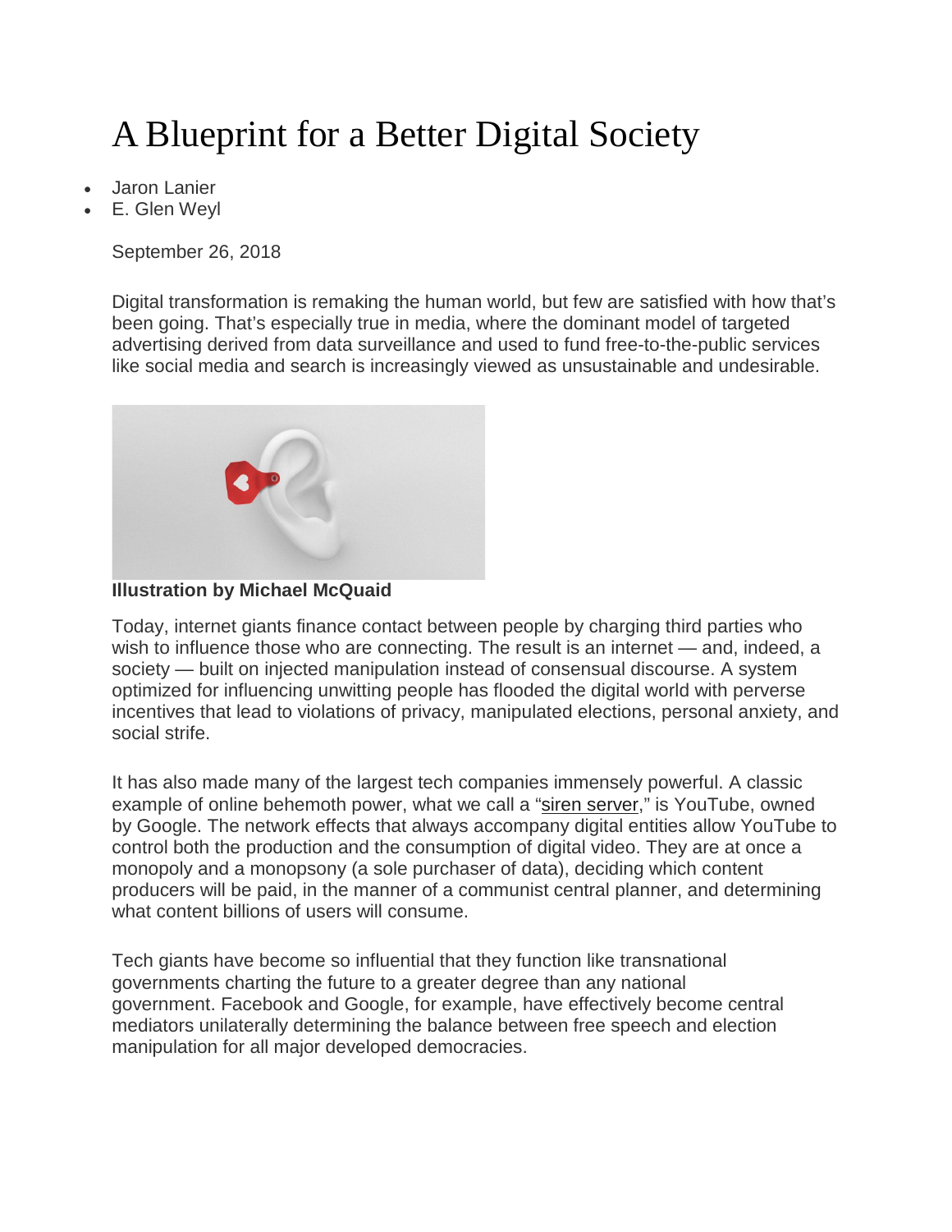# A Blueprint for a Better Digital Society

- Jaron Lanier
- E. Glen Weyl

September 26, 2018

Digital transformation is remaking the human world, but few are satisfied with how that's been going. That's especially true in media, where the dominant model of targeted advertising derived from data surveillance and used to fund free-to-the-public services like social media and search is increasingly viewed as unsustainable and undesirable.

**Illustration by Michael McQuaid**

Today, internet giants finance contact between people by charging third parties who wish to influence those who are connecting. The result is an internet — and, indeed, a society — built on injected manipulation instead of consensual discourse. A system optimized for influencing unwitting people has flooded the digital world with perverse incentives that lead to violations of privacy, manipulated elections, personal anxiety, and social strife.

It has also made many of the largest tech companies immensely powerful. A classic example of online behemoth power, what we call a "siren server," is YouTube, owned by Google. The network effects that always accompany digital entities allow YouTube to control both the production and the consumption of digital video. They are at once a monopoly and a monopsony (a sole purchaser of data), deciding which content producers will be paid, in the manner of a communist central planner, and determining what content billions of users will consume.

Tech giants have become so influential that they function like transnational governments charting the future to a greater degree than any national government. Facebook and Google, for example, have effectively become central mediators unilaterally determining the balance between free speech and election manipulation for all major developed democracies.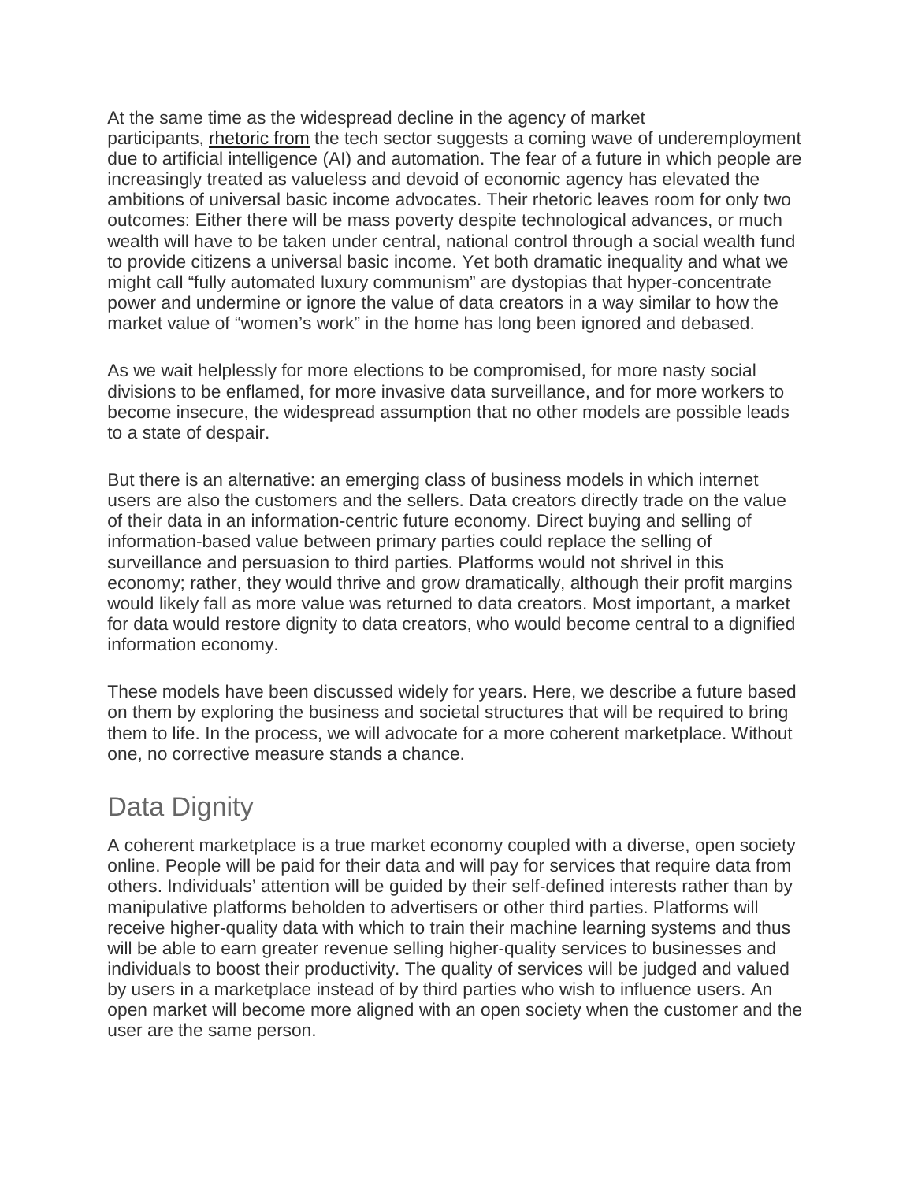At the same time as the widespread decline in the agency of market participants, rhetoric from the tech sector suggests a coming wave of underemployment due to artificial intelligence (AI) and automation. The fear of a future in which people are increasingly treated as valueless and devoid of economic agency has elevated the ambitions of universal basic income advocates. Their rhetoric leaves room for only two outcomes: Either there will be mass poverty despite technological advances, or much wealth will have to be taken under central, national control through a social wealth fund to provide citizens a universal basic income. Yet both dramatic inequality and what we might call "fully automated luxury communism" are dystopias that hyper-concentrate power and undermine or ignore the value of data creators in a way similar to how the market value of "women's work" in the home has long been ignored and debased.

As we wait helplessly for more elections to be compromised, for more nasty social divisions to be enflamed, for more invasive data surveillance, and for more workers to become insecure, the widespread assumption that no other models are possible leads to a state of despair.

But there is an alternative: an emerging class of business models in which internet users are also the customers and the sellers. Data creators directly trade on the value of their data in an information-centric future economy. Direct buying and selling of information-based value between primary parties could replace the selling of surveillance and persuasion to third parties. Platforms would not shrivel in this economy; rather, they would thrive and grow dramatically, although their profit margins would likely fall as more value was returned to data creators. Most important, a market for data would restore dignity to data creators, who would become central to a dignified information economy.

These models have been discussed widely for years. Here, we describe a future based on them by exploring the business and societal structures that will be required to bring them to life. In the process, we will advocate for a more coherent marketplace. Without one, no corrective measure stands a chance.

## Data Dignity

A coherent marketplace is a true market economy coupled with a diverse, open society online. People will be paid for their data and will pay for services that require data from others. Individuals' attention will be guided by their self-defined interests rather than by manipulative platforms beholden to advertisers or other third parties. Platforms will receive higher-quality data with which to train their machine learning systems and thus will be able to earn greater revenue selling higher-quality services to businesses and individuals to boost their productivity. The quality of services will be judged and valued by users in a marketplace instead of by third parties who wish to influence users. An open market will become more aligned with an open society when the customer and the user are the same person.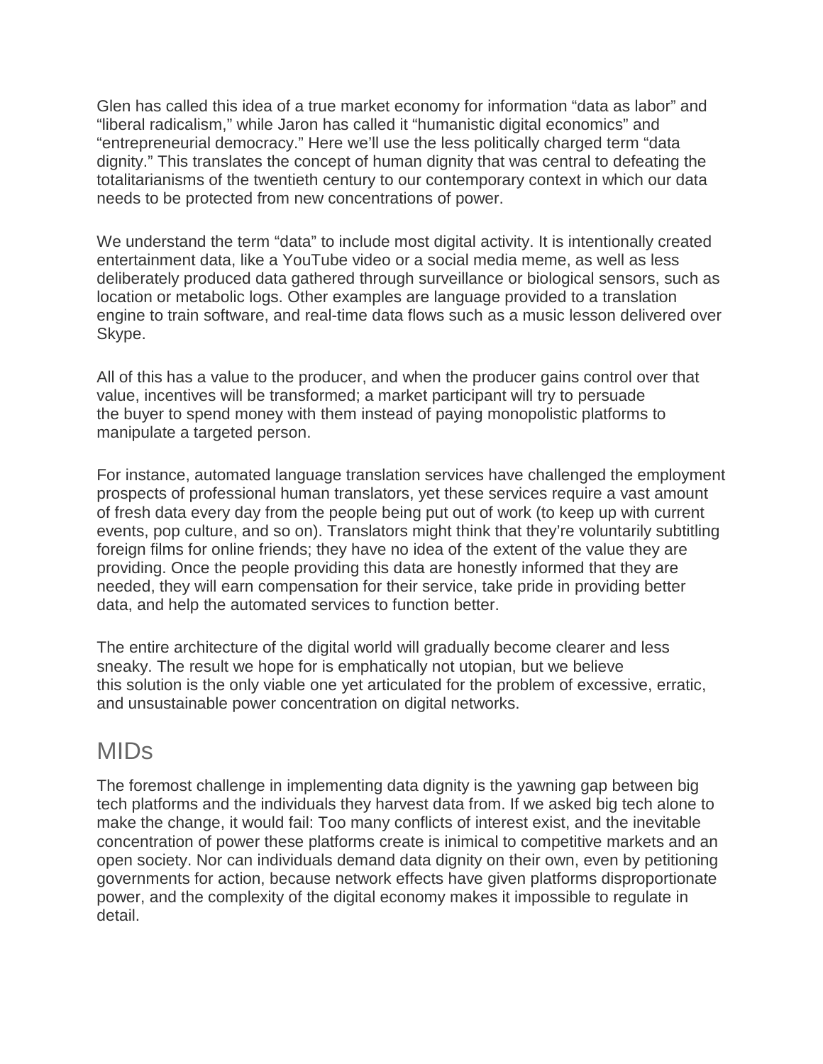Glen has called this idea of a true market economy for information “data as labor” and “liberal radicalism,” while Jaron has called it “humanistic digital economics” and “entrepreneurial democracy.” Here we’ll use the less politically charged term “data dignity.” This translates the concept of human dignity that was central to defeating the totalitarianisms of the twentieth century to our contemporary context in which our data needs to be protected from new concentrations of power.

We understand the term “data” to include most digital activity. It is intentionally created entertainment data, like a YouTube video or a social media meme, as well as less deliberately produced data gathered through surveillance or biological sensors, such as location or metabolic logs. Other examples are language provided to a translation engine to train software, and real-time data flows such as a music lesson delivered over Skype.

All of this has a value to the producer, and when the producer gains control over that value, incentives will be transformed; a market participant will try to persuade the buyer to spend money with them instead of paying monopolistic platforms to manipulate a targeted person.

For instance, automated language translation services have challenged the employment prospects of professional human translators, yet these services require a vast amount of fresh data every day from the people being put out of work (to keep up with current events, pop culture, and so on). Translators might think that they’re voluntarily subtitling foreign films for online friends; they have no idea of the extent of the value they are providing. Once the people providing this data are honestly informed that they are needed, they will earn compensation for their service, take pride in providing better data, and help the automated services to function better.

The entire architecture of the digital world will gradually become clearer and less sneaky. The result we hope for is emphatically not utopian, but we believe this solution is the only viable one yet articulated for the problem of excessive, erratic, and unsustainable power concentration on digital networks.

## MIDs

The foremost challenge in implementing data dignity is the yawning gap between big tech platforms and the individuals they harvest data from. If we asked big tech alone to make the change, it would fail: Too many conflicts of interest exist, and the inevitable concentration of power these platforms create is inimical to competitive markets and an open society. Nor can individuals demand data dignity on their own, even by petitioning governments for action, because network effects have given platforms disproportionate power, and the complexity of the digital economy makes it impossible to regulate in detail.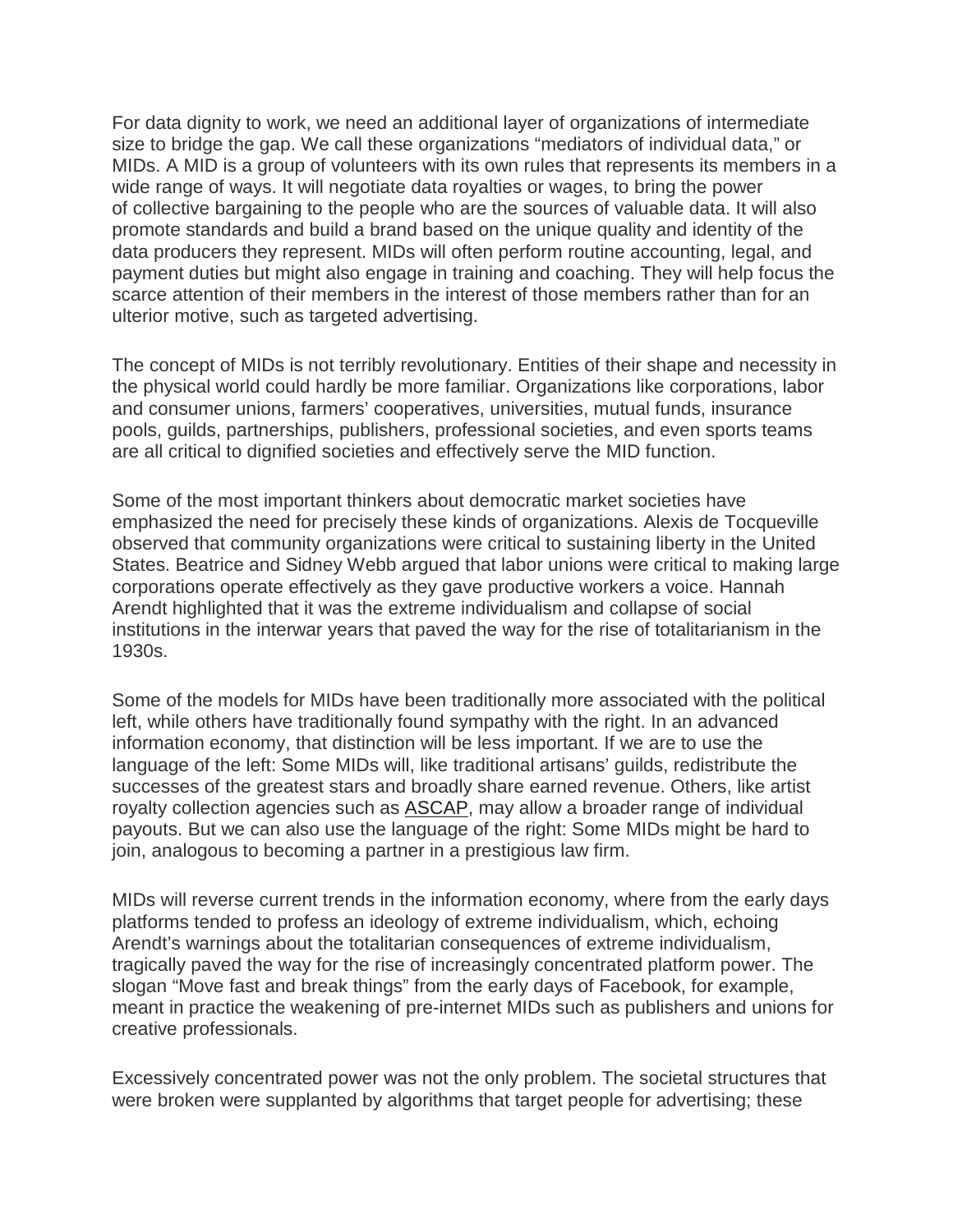For data dignity to work, we need an additional layer of organizations of intermediate size to bridge the gap. We call these organizations “mediators of individual data,” or MIDs. A MID is a group of volunteers with its own rules that represents its members in a wide range of ways. It will negotiate data royalties or wages, to bring the power of collective bargaining to the people who are the sources of valuable data. It will also promote standards and build a brand based on the unique quality and identity of the data producers they represent. MIDs will often perform routine accounting, legal, and payment duties but might also engage in training and coaching. They will help focus the scarce attention of their members in the interest of those members rather than for an ulterior motive, such as targeted advertising.

The concept of MIDs is not terribly revolutionary. Entities of their shape and necessity in the physical world could hardly be more familiar. Organizations like corporations, labor and consumer unions, farmers’ cooperatives, universities, mutual funds, insurance pools, guilds, partnerships, publishers, professional societies, and even sports teams are all critical to dignified societies and effectively serve the MID function.

Some of the most important thinkers about democratic market societies have emphasized the need for precisely these kinds of organizations. Alexis de Tocqueville observed that community organizations were critical to sustaining liberty in the United States. Beatrice and Sidney Webb argued that labor unions were critical to making large corporations operate effectively as they gave productive workers a voice. Hannah Arendt highlighted that it was the extreme individualism and collapse of social institutions in the interwar years that paved the way for the rise of totalitarianism in the 1930s.

Some of the models for MIDs have been traditionally more associated with the political left, while others have traditionally found sympathy with the right. In an advanced information economy, that distinction will be less important. If we are to use the language of the left: Some MIDs will, like traditional artisans’ guilds, redistribute the successes of the greatest stars and broadly share earned revenue. Others, like artist royalty collection agencies such as ASCAP, may allow a broader range of individual payouts. But we can also use the language of the right: Some MIDs might be hard to join, analogous to becoming a partner in a prestigious law firm.

MIDs will reverse current trends in the information economy, where from the early days platforms tended to profess an ideology of extreme individualism, which, echoing Arendt’s warnings about the totalitarian consequences of extreme individualism, tragically paved the way for the rise of increasingly concentrated platform power. The slogan “Move fast and break things” from the early days of Facebook, for example, meant in practice the weakening of pre-internet MIDs such as publishers and unions for creative professionals.

Excessively concentrated power was not the only problem. The societal structures that were broken were supplanted by algorithms that target people for advertising; these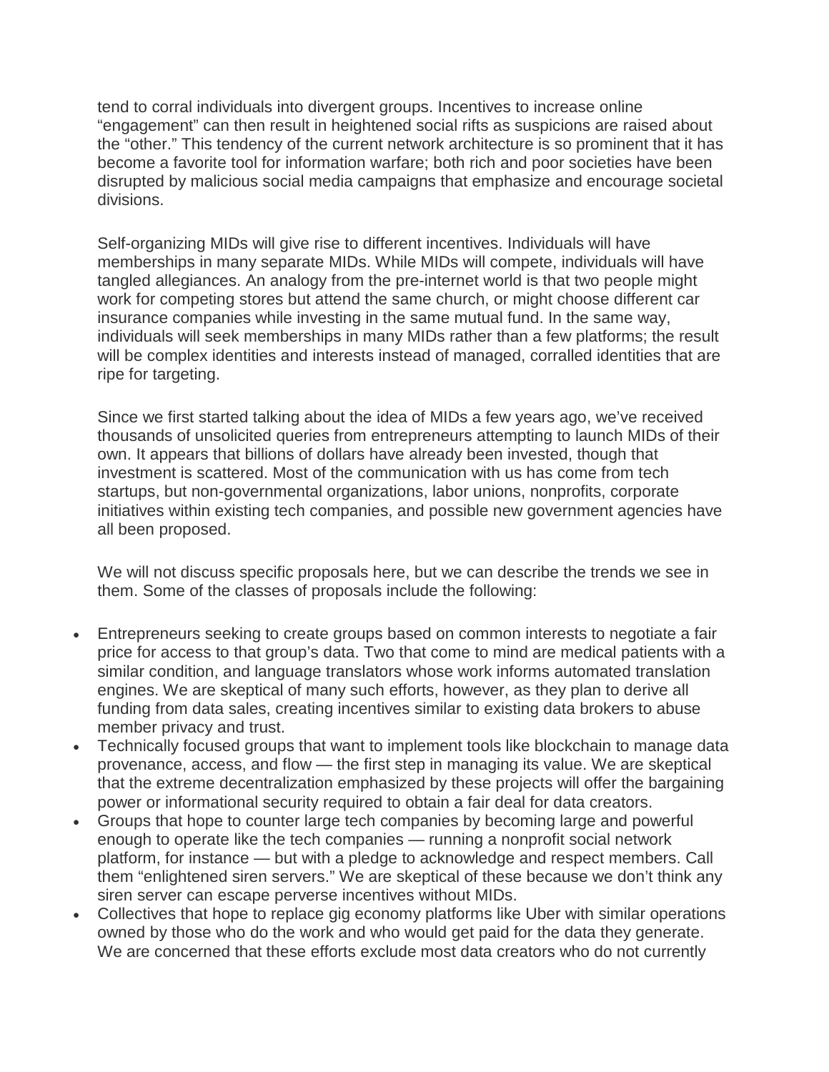tend to corral individuals into divergent groups. Incentives to increase online "engagement" can then result in heightened social rifts as suspicions are raised about the "other." This tendency of the current network architecture is so prominent that it has become a favorite tool for information warfare; both rich and poor societies have been disrupted by malicious social media campaigns that emphasize and encourage societal divisions.

Self-organizing MIDs will give rise to different incentives. Individuals will have memberships in many separate MIDs. While MIDs will compete, individuals will have tangled allegiances. An analogy from the pre-internet world is that two people might work for competing stores but attend the same church, or might choose different car insurance companies while investing in the same mutual fund. In the same way, individuals will seek memberships in many MIDs rather than a few platforms; the result will be complex identities and interests instead of managed, corralled identities that are ripe for targeting.

Since we first started talking about the idea of MIDs a few years ago, we've received thousands of unsolicited queries from entrepreneurs attempting to launch MIDs of their own. It appears that billions of dollars have already been invested, though that investment is scattered. Most of the communication with us has come from tech startups, but non-governmental organizations, labor unions, nonprofits, corporate initiatives within existing tech companies, and possible new government agencies have all been proposed.

We will not discuss specific proposals here, but we can describe the trends we see in them. Some of the classes of proposals include the following:

- Entrepreneurs seeking to create groups based on common interests to negotiate a fair price for access to that group's data. Two that come to mind are medical patients with a similar condition, and language translators whose work informs automated translation engines. We are skeptical of many such efforts, however, as they plan to derive all funding from data sales, creating incentives similar to existing data brokers to abuse member privacy and trust.
- Technically focused groups that want to implement tools like blockchain to manage data provenance, access, and flow — the first step in managing its value. We are skeptical that the extreme decentralization emphasized by these projects will offer the bargaining power or informational security required to obtain a fair deal for data creators.
- Groups that hope to counter large tech companies by becoming large and powerful enough to operate like the tech companies — running a nonprofit social network platform, for instance — but with a pledge to acknowledge and respect members. Call them "enlightened siren servers." We are skeptical of these because we don't think any siren server can escape perverse incentives without MIDs.
- Collectives that hope to replace gig economy platforms like Uber with similar operations owned by those who do the work and who would get paid for the data they generate. We are concerned that these efforts exclude most data creators who do not currently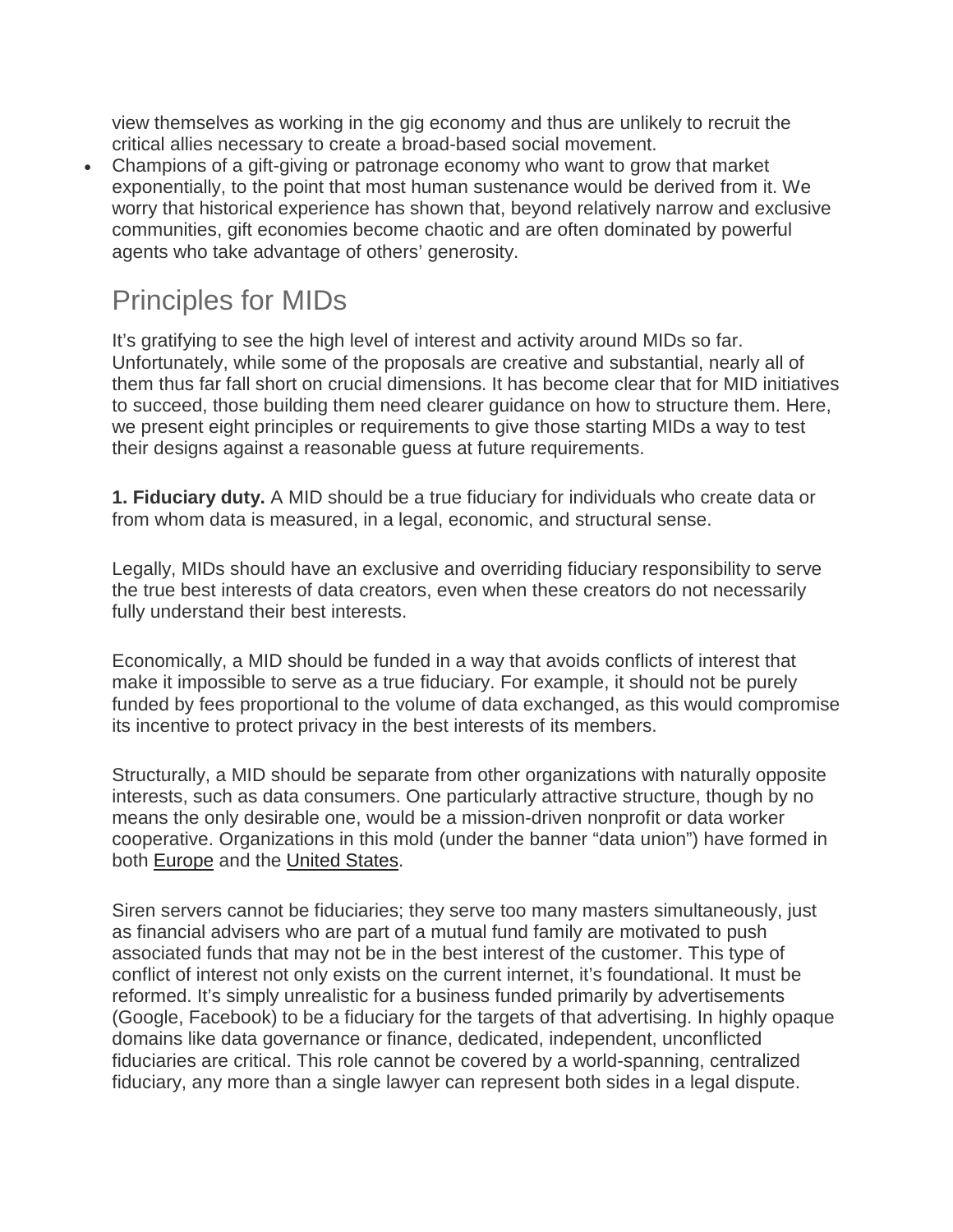view themselves as working in the gig economy and thus are unlikely to recruit the critical allies necessary to create a broad-based social movement.

- Champions of a gift-giving or patronage economy who want to grow that market exponentially, to the point that most human sustenance would be derived from it. We worry that historical experience has shown that, beyond relatively narrow and exclusive communities, gift economies become chaotic and are often dominated by powerful agents who take advantage of others' generosity.

## Principles for MIDs

It's gratifying to see the high level of interest and activity around MIDs so far. Unfortunately, while some of the proposals are creative and substantial, nearly all of them thus far fall short on crucial dimensions. It has become clear that for MID initiatives to succeed, those building them need clearer guidance on how to structure them. Here, we present eight principles or requirements to give those starting MIDs a way to test their designs against a reasonable guess at future requirements.

**1. Fiduciary duty.** A MID should be a true fiduciary for individuals who create data or from whom data is measured, in a legal, economic, and structural sense.

Legally, MIDs should have an exclusive and overriding fiduciary responsibility to serve the true best interests of data creators, even when these creators do not necessarily fully understand their best interests.

Economically, a MID should be funded in a way that avoids conflicts of interest that make it impossible to serve as a true fiduciary. For example, it should not be purely funded by fees proportional to the volume of data exchanged, as this would compromise its incentive to protect privacy in the best interests of its members.

Structurally, a MID should be separate from other organizations with naturally opposite interests, such as data consumers. One particularly attractive structure, though by no means the only desirable one, would be a mission-driven nonprofit or data worker cooperative. Organizations in this mold (under the banner "data union") have formed in both Europe and the United States.

Siren servers cannot be fiduciaries; they serve too many masters simultaneously, just as financial advisers who are part of a mutual fund family are motivated to push associated funds that may not be in the best interest of the customer. This type of conflict of interest not only exists on the current internet, it's foundational. It must be reformed. It's simply unrealistic for a business funded primarily by advertisements (Google, Facebook) to be a fiduciary for the targets of that advertising. In highly opaque domains like data governance or finance, dedicated, independent, unconflicted fiduciaries are critical. This role cannot be covered by a world-spanning, centralized fiduciary, any more than a single lawyer can represent both sides in a legal dispute.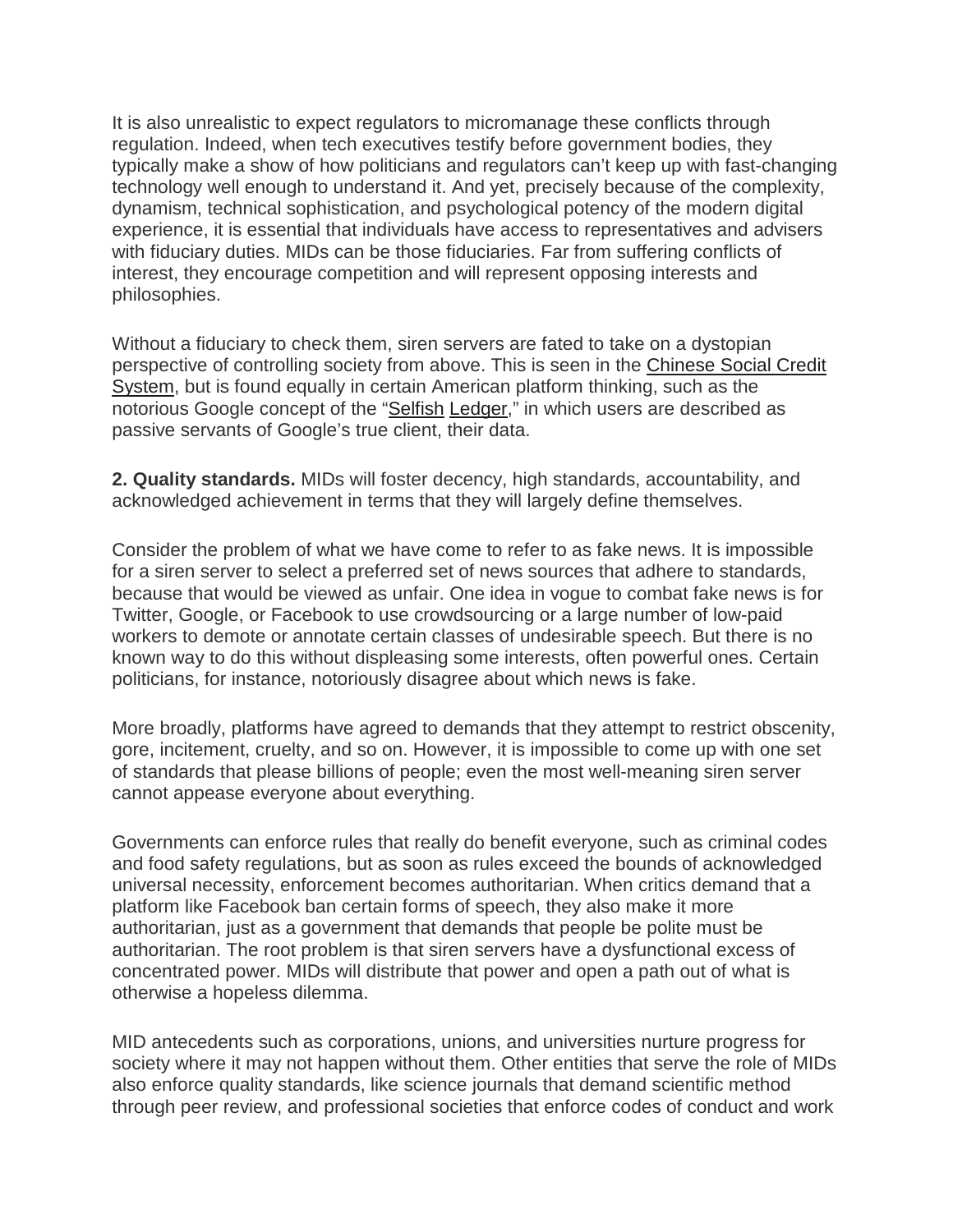It is also unrealistic to expect regulators to micromanage these conflicts through regulation. Indeed, when tech executives testify before government bodies, they typically make a show of how politicians and regulators can't keep up with fast-changing technology well enough to understand it. And yet, precisely because of the complexity, dynamism, technical sophistication, and psychological potency of the modern digital experience, it is essential that individuals have access to representatives and advisers with fiduciary duties. MIDs can be those fiduciaries. Far from suffering conflicts of interest, they encourage competition and will represent opposing interests and philosophies.

Without a fiduciary to check them, siren servers are fated to take on a dystopian perspective of controlling society from above. This is seen in the Chinese Social Credit System, but is found equally in certain American platform thinking, such as the notorious Google concept of the "Selfish Ledger," in which users are described as passive servants of Google's true client, their data.

**2. Quality standards.** MIDs will foster decency, high standards, accountability, and acknowledged achievement in terms that they will largely define themselves.

Consider the problem of what we have come to refer to as fake news. It is impossible for a siren server to select a preferred set of news sources that adhere to standards, because that would be viewed as unfair. One idea in vogue to combat fake news is for Twitter, Google, or Facebook to use crowdsourcing or a large number of low-paid workers to demote or annotate certain classes of undesirable speech. But there is no known way to do this without displeasing some interests, often powerful ones. Certain politicians, for instance, notoriously disagree about which news is fake.

More broadly, platforms have agreed to demands that they attempt to restrict obscenity, gore, incitement, cruelty, and so on. However, it is impossible to come up with one set of standards that please billions of people; even the most well-meaning siren server cannot appease everyone about everything.

Governments can enforce rules that really do benefit everyone, such as criminal codes and food safety regulations, but as soon as rules exceed the bounds of acknowledged universal necessity, enforcement becomes authoritarian. When critics demand that a platform like Facebook ban certain forms of speech, they also make it more authoritarian, just as a government that demands that people be polite must be authoritarian. The root problem is that siren servers have a dysfunctional excess of concentrated power. MIDs will distribute that power and open a path out of what is otherwise a hopeless dilemma.

MID antecedents such as corporations, unions, and universities nurture progress for society where it may not happen without them. Other entities that serve the role of MIDs also enforce quality standards, like science journals that demand scientific method through peer review, and professional societies that enforce codes of conduct and work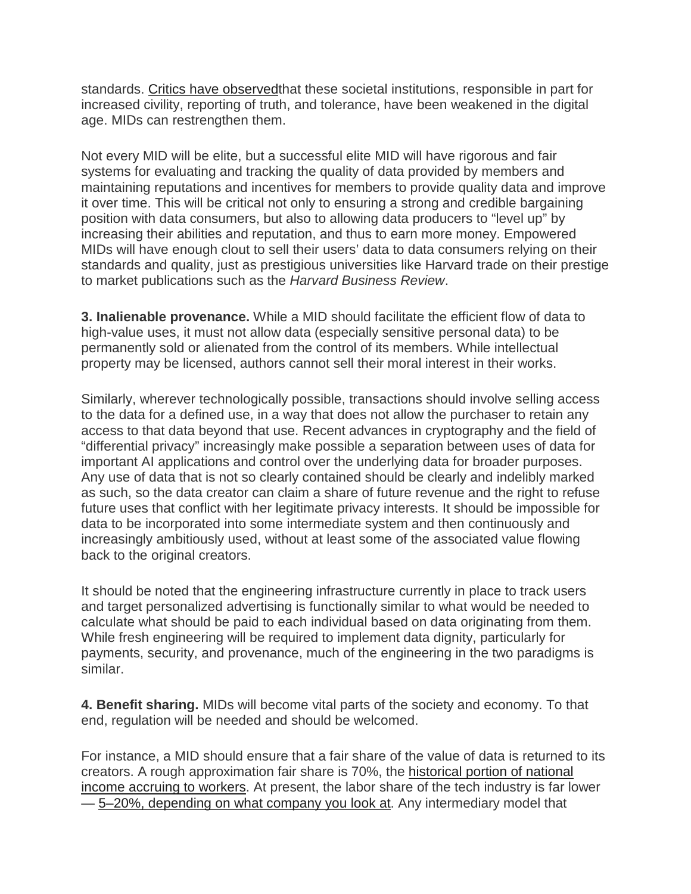standards. Critics have observedthat these societal institutions, responsible in part for increased civility, reporting of truth, and tolerance, have been weakened in the digital age. MIDs can restrengthen them.

Not every MID will be elite, but a successful elite MID will have rigorous and fair systems for evaluating and tracking the quality of data provided by members and maintaining reputations and incentives for members to provide quality data and improve it over time. This will be critical not only to ensuring a strong and credible bargaining position with data consumers, but also to allowing data producers to “level up” by increasing their abilities and reputation, and thus to earn more money. Empowered MIDs will have enough clout to sell their users’ data to data consumers relying on their standards and quality, just as prestigious universities like Harvard trade on their prestige to market publications such as the *Harvard Business Review*.

**3. Inalienable provenance.** While a MID should facilitate the efficient flow of data to high-value uses, it must not allow data (especially sensitive personal data) to be permanently sold or alienated from the control of its members. While intellectual property may be licensed, authors cannot sell their moral interest in their works.

Similarly, wherever technologically possible, transactions should involve selling access to the data for a defined use, in a way that does not allow the purchaser to retain any access to that data beyond that use. Recent advances in cryptography and the field of “differential privacy” increasingly make possible a separation between uses of data for important AI applications and control over the underlying data for broader purposes. Any use of data that is not so clearly contained should be clearly and indelibly marked as such, so the data creator can claim a share of future revenue and the right to refuse future uses that conflict with her legitimate privacy interests. It should be impossible for data to be incorporated into some intermediate system and then continuously and increasingly ambitiously used, without at least some of the associated value flowing back to the original creators.

It should be noted that the engineering infrastructure currently in place to track users and target personalized advertising is functionally similar to what would be needed to calculate what should be paid to each individual based on data originating from them. While fresh engineering will be required to implement data dignity, particularly for payments, security, and provenance, much of the engineering in the two paradigms is similar.

**4. Benefit sharing.** MIDs will become vital parts of the society and economy. To that end, regulation will be needed and should be welcomed.

For instance, a MID should ensure that a fair share of the value of data is returned to its creators. A rough approximation fair share is 70%, the historical portion of national income accruing to workers. At present, the labor share of the tech industry is far lower — 5–20%, depending on what company you look at. Any intermediary model that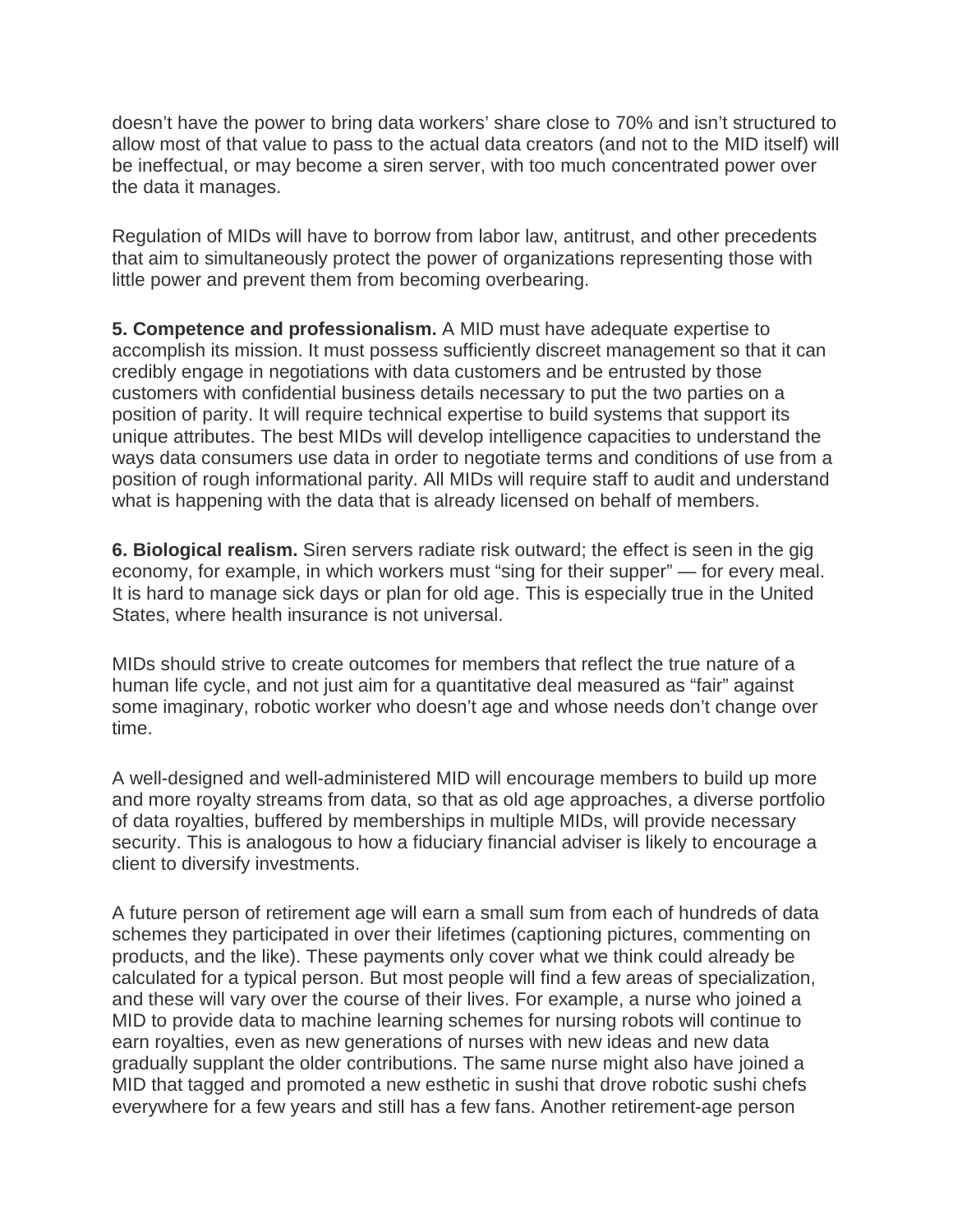doesn't have the power to bring data workers' share close to 70% and isn't structured to allow most of that value to pass to the actual data creators (and not to the MID itself) will be ineffectual, or may become a siren server, with too much concentrated power over the data it manages.

Regulation of MIDs will have to borrow from labor law, antitrust, and other precedents that aim to simultaneously protect the power of organizations representing those with little power and prevent them from becoming overbearing.

**5. Competence and professionalism.** A MID must have adequate expertise to accomplish its mission. It must possess sufficiently discreet management so that it can credibly engage in negotiations with data customers and be entrusted by those customers with confidential business details necessary to put the two parties on a position of parity. It will require technical expertise to build systems that support its unique attributes. The best MIDs will develop intelligence capacities to understand the ways data consumers use data in order to negotiate terms and conditions of use from a position of rough informational parity. All MIDs will require staff to audit and understand what is happening with the data that is already licensed on behalf of members.

**6. Biological realism.** Siren servers radiate risk outward; the effect is seen in the gig economy, for example, in which workers must "sing for their supper" — for every meal. It is hard to manage sick days or plan for old age. This is especially true in the United States, where health insurance is not universal.

MIDs should strive to create outcomes for members that reflect the true nature of a human life cycle, and not just aim for a quantitative deal measured as "fair" against some imaginary, robotic worker who doesn't age and whose needs don't change over time.

A well-designed and well-administered MID will encourage members to build up more and more royalty streams from data, so that as old age approaches, a diverse portfolio of data royalties, buffered by memberships in multiple MIDs, will provide necessary security. This is analogous to how a fiduciary financial adviser is likely to encourage a client to diversify investments.

A future person of retirement age will earn a small sum from each of hundreds of data schemes they participated in over their lifetimes (captioning pictures, commenting on products, and the like). These payments only cover what we think could already be calculated for a typical person. But most people will find a few areas of specialization, and these will vary over the course of their lives. For example, a nurse who joined a MID to provide data to machine learning schemes for nursing robots will continue to earn royalties, even as new generations of nurses with new ideas and new data gradually supplant the older contributions. The same nurse might also have joined a MID that tagged and promoted a new esthetic in sushi that drove robotic sushi chefs everywhere for a few years and still has a few fans. Another retirement-age person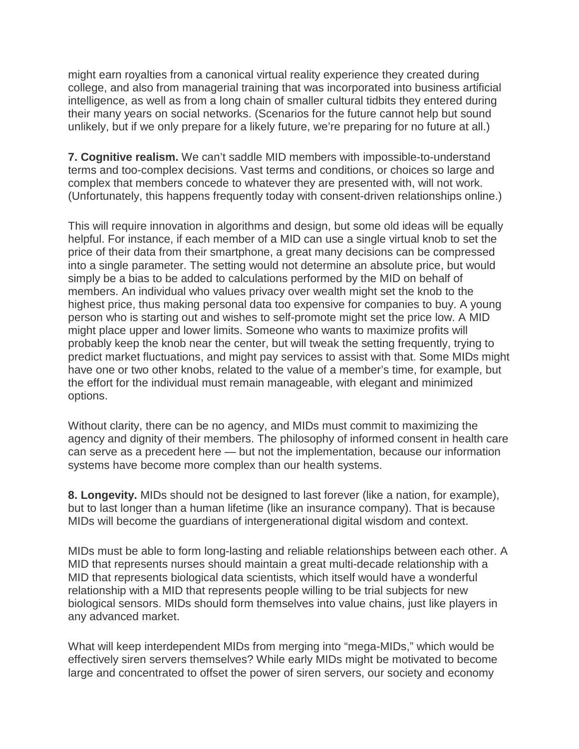might earn royalties from a canonical virtual reality experience they created during college, and also from managerial training that was incorporated into business artificial intelligence, as well as from a long chain of smaller cultural tidbits they entered during their many years on social networks. (Scenarios for the future cannot help but sound unlikely, but if we only prepare for a likely future, we're preparing for no future at all.)

**7. Cognitive realism.** We can't saddle MID members with impossible-to-understand terms and too-complex decisions. Vast terms and conditions, or choices so large and complex that members concede to whatever they are presented with, will not work. (Unfortunately, this happens frequently today with consent-driven relationships online.)

This will require innovation in algorithms and design, but some old ideas will be equally helpful. For instance, if each member of a MID can use a single virtual knob to set the price of their data from their smartphone, a great many decisions can be compressed into a single parameter. The setting would not determine an absolute price, but would simply be a bias to be added to calculations performed by the MID on behalf of members. An individual who values privacy over wealth might set the knob to the highest price, thus making personal data too expensive for companies to buy. A young person who is starting out and wishes to self-promote might set the price low. A MID might place upper and lower limits. Someone who wants to maximize profits will probably keep the knob near the center, but will tweak the setting frequently, trying to predict market fluctuations, and might pay services to assist with that. Some MIDs might have one or two other knobs, related to the value of a member's time, for example, but the effort for the individual must remain manageable, with elegant and minimized options.

Without clarity, there can be no agency, and MIDs must commit to maximizing the agency and dignity of their members. The philosophy of informed consent in health care can serve as a precedent here — but not the implementation, because our information systems have become more complex than our health systems.

**8. Longevity.** MIDs should not be designed to last forever (like a nation, for example), but to last longer than a human lifetime (like an insurance company). That is because MIDs will become the guardians of intergenerational digital wisdom and context.

MIDs must be able to form long-lasting and reliable relationships between each other. A MID that represents nurses should maintain a great multi-decade relationship with a MID that represents biological data scientists, which itself would have a wonderful relationship with a MID that represents people willing to be trial subjects for new biological sensors. MIDs should form themselves into value chains, just like players in any advanced market.

What will keep interdependent MIDs from merging into "mega-MIDs," which would be effectively siren servers themselves? While early MIDs might be motivated to become large and concentrated to offset the power of siren servers, our society and economy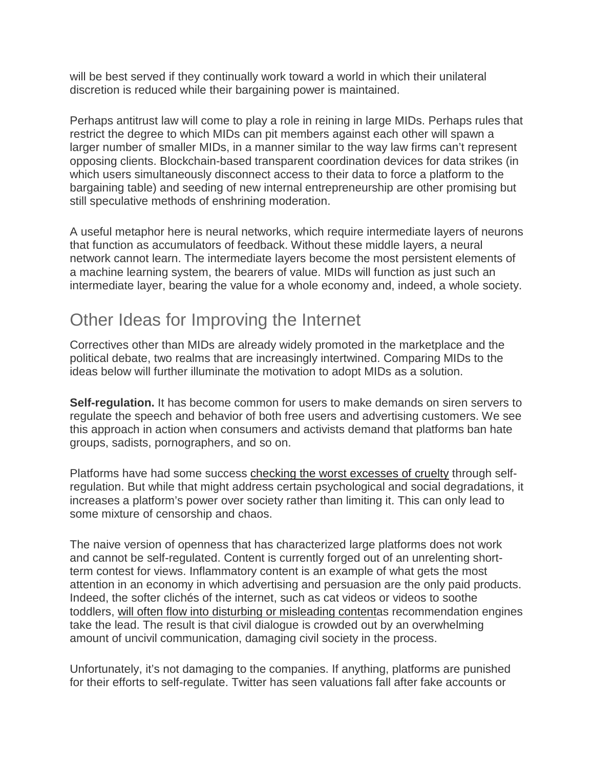will be best served if they continually work toward a world in which their unilateral discretion is reduced while their bargaining power is maintained.

Perhaps antitrust law will come to play a role in reining in large MIDs. Perhaps rules that restrict the degree to which MIDs can pit members against each other will spawn a larger number of smaller MIDs, in a manner similar to the way law firms can't represent opposing clients. Blockchain-based transparent coordination devices for data strikes (in which users simultaneously disconnect access to their data to force a platform to the bargaining table) and seeding of new internal entrepreneurship are other promising but still speculative methods of enshrining moderation.

A useful metaphor here is neural networks, which require intermediate layers of neurons that function as accumulators of feedback. Without these middle layers, a neural network cannot learn. The intermediate layers become the most persistent elements of a machine learning system, the bearers of value. MIDs will function as just such an intermediate layer, bearing the value for a whole economy and, indeed, a whole society.

## Other Ideas for Improving the Internet

Correctives other than MIDs are already widely promoted in the marketplace and the political debate, two realms that are increasingly intertwined. Comparing MIDs to the ideas below will further illuminate the motivation to adopt MIDs as a solution.

**Self-regulation.** It has become common for users to make demands on siren servers to regulate the speech and behavior of both free users and advertising customers. We see this approach in action when consumers and activists demand that platforms ban hate groups, sadists, pornographers, and so on.

Platforms have had some success checking the worst excesses of cruelty through self-regulation. But while that might address certain psychological and social degradations, it increases a platform's power over society rather than limiting it. This can only lead to some mixture of censorship and chaos.

The naive version of openness that has characterized large platforms does not work and cannot be self-regulated. Content is currently forged out of an unrelenting short-term contest for views. Inflammatory content is an example of what gets the most attention in an economy in which advertising and persuasion are the only paid products. Indeed, the softer clichés of the internet, such as cat videos or videos to soothe toddlers, will often flow into disturbing or misleading contentas recommendation engines take the lead. The result is that civil dialogue is crowded out by an overwhelming amount of uncivil communication, damaging civil society in the process.

Unfortunately, it's not damaging to the companies. If anything, platforms are punished for their efforts to self-regulate. Twitter has seen valuations fall after fake accounts or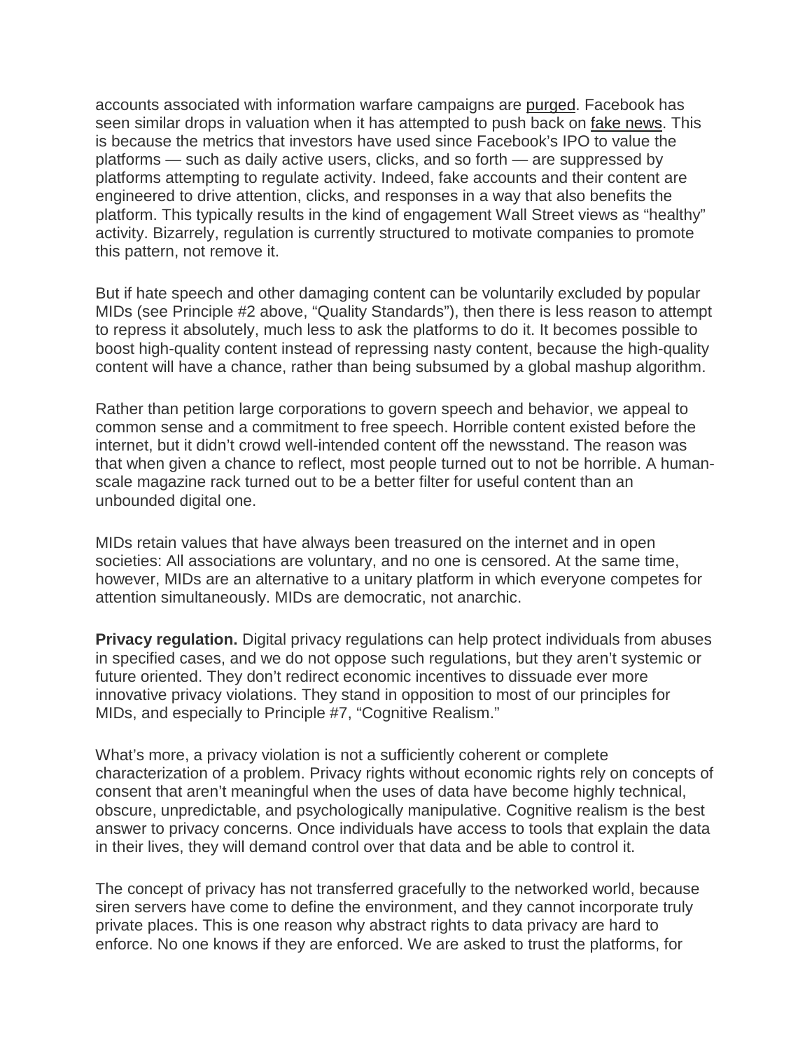accounts associated with information warfare campaigns are purged. Facebook has seen similar drops in valuation when it has attempted to push back on fake news. This is because the metrics that investors have used since Facebook's IPO to value the platforms — such as daily active users, clicks, and so forth — are suppressed by platforms attempting to regulate activity. Indeed, fake accounts and their content are engineered to drive attention, clicks, and responses in a way that also benefits the platform. This typically results in the kind of engagement Wall Street views as "healthy" activity. Bizarrely, regulation is currently structured to motivate companies to promote this pattern, not remove it.

But if hate speech and other damaging content can be voluntarily excluded by popular MIDs (see Principle #2 above, "Quality Standards"), then there is less reason to attempt to repress it absolutely, much less to ask the platforms to do it. It becomes possible to boost high-quality content instead of repressing nasty content, because the high-quality content will have a chance, rather than being subsumed by a global mashup algorithm.

Rather than petition large corporations to govern speech and behavior, we appeal to common sense and a commitment to free speech. Horrible content existed before the internet, but it didn't crowd well-intended content off the newsstand. The reason was that when given a chance to reflect, most people turned out to not be horrible. A human-scale magazine rack turned out to be a better filter for useful content than an unbounded digital one.

MIDs retain values that have always been treasured on the internet and in open societies: All associations are voluntary, and no one is censored. At the same time, however, MIDs are an alternative to a unitary platform in which everyone competes for attention simultaneously. MIDs are democratic, not anarchic.

**Privacy regulation.** Digital privacy regulations can help protect individuals from abuses in specified cases, and we do not oppose such regulations, but they aren't systemic or future oriented. They don't redirect economic incentives to dissuade ever more innovative privacy violations. They stand in opposition to most of our principles for MIDs, and especially to Principle #7, "Cognitive Realism."

What's more, a privacy violation is not a sufficiently coherent or complete characterization of a problem. Privacy rights without economic rights rely on concepts of consent that aren't meaningful when the uses of data have become highly technical, obscure, unpredictable, and psychologically manipulative. Cognitive realism is the best answer to privacy concerns. Once individuals have access to tools that explain the data in their lives, they will demand control over that data and be able to control it.

The concept of privacy has not transferred gracefully to the networked world, because siren servers have come to define the environment, and they cannot incorporate truly private places. This is one reason why abstract rights to data privacy are hard to enforce. No one knows if they are enforced. We are asked to trust the platforms, for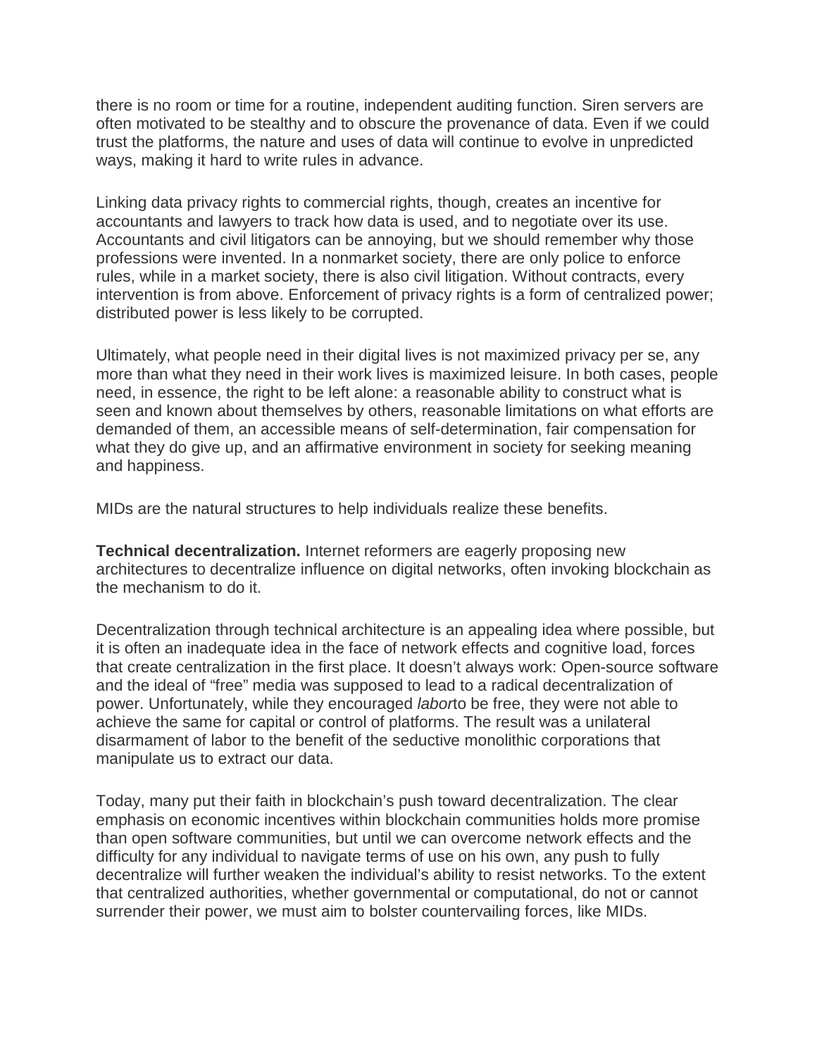there is no room or time for a routine, independent auditing function. Siren servers are often motivated to be stealthy and to obscure the provenance of data. Even if we could trust the platforms, the nature and uses of data will continue to evolve in unpredicted ways, making it hard to write rules in advance.

Linking data privacy rights to commercial rights, though, creates an incentive for accountants and lawyers to track how data is used, and to negotiate over its use. Accountants and civil litigators can be annoying, but we should remember why those professions were invented. In a nonmarket society, there are only police to enforce rules, while in a market society, there is also civil litigation. Without contracts, every intervention is from above. Enforcement of privacy rights is a form of centralized power; distributed power is less likely to be corrupted.

Ultimately, what people need in their digital lives is not maximized privacy per se, any more than what they need in their work lives is maximized leisure. In both cases, people need, in essence, the right to be left alone: a reasonable ability to construct what is seen and known about themselves by others, reasonable limitations on what efforts are demanded of them, an accessible means of self-determination, fair compensation for what they do give up, and an affirmative environment in society for seeking meaning and happiness.

MIDs are the natural structures to help individuals realize these benefits.

**Technical decentralization.** Internet reformers are eagerly proposing new architectures to decentralize influence on digital networks, often invoking blockchain as the mechanism to do it.

Decentralization through technical architecture is an appealing idea where possible, but it is often an inadequate idea in the face of network effects and cognitive load, forces that create centralization in the first place. It doesn't always work: Open-source software and the ideal of "free" media was supposed to lead to a radical decentralization of power. Unfortunately, while they encouraged *labor*to be free, they were not able to achieve the same for capital or control of platforms. The result was a unilateral disarmament of labor to the benefit of the seductive monolithic corporations that manipulate us to extract our data.

Today, many put their faith in blockchain's push toward decentralization. The clear emphasis on economic incentives within blockchain communities holds more promise than open software communities, but until we can overcome network effects and the difficulty for any individual to navigate terms of use on his own, any push to fully decentralize will further weaken the individual's ability to resist networks. To the extent that centralized authorities, whether governmental or computational, do not or cannot surrender their power, we must aim to bolster countervailing forces, like MIDs.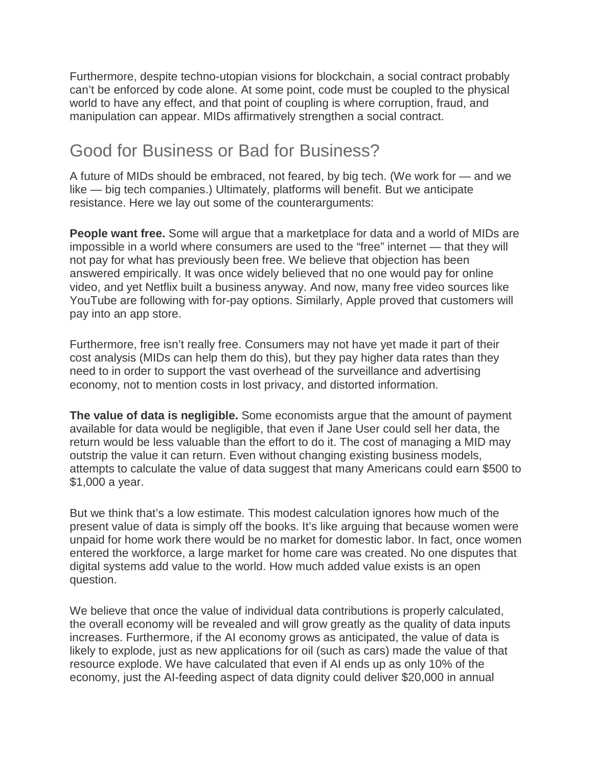Furthermore, despite techno-utopian visions for blockchain, a social contract probably can't be enforced by code alone. At some point, code must be coupled to the physical world to have any effect, and that point of coupling is where corruption, fraud, and manipulation can appear. MIDs affirmatively strengthen a social contract.

## Good for Business or Bad for Business?

A future of MIDs should be embraced, not feared, by big tech. (We work for — and we like — big tech companies.) Ultimately, platforms will benefit. But we anticipate resistance. Here we lay out some of the counterarguments:

**People want free.** Some will argue that a marketplace for data and a world of MIDs are impossible in a world where consumers are used to the "free" internet — that they will not pay for what has previously been free. We believe that objection has been answered empirically. It was once widely believed that no one would pay for online video, and yet Netflix built a business anyway. And now, many free video sources like YouTube are following with for-pay options. Similarly, Apple proved that customers will pay into an app store.

Furthermore, free isn't really free. Consumers may not have yet made it part of their cost analysis (MIDs can help them do this), but they pay higher data rates than they need to in order to support the vast overhead of the surveillance and advertising economy, not to mention costs in lost privacy, and distorted information.

**The value of data is negligible.** Some economists argue that the amount of payment available for data would be negligible, that even if Jane User could sell her data, the return would be less valuable than the effort to do it. The cost of managing a MID may outstrip the value it can return. Even without changing existing business models, attempts to calculate the value of data suggest that many Americans could earn $500 to $1,000 a year.

But we think that's a low estimate. This modest calculation ignores how much of the present value of data is simply off the books. It's like arguing that because women were unpaid for home work there would be no market for domestic labor. In fact, once women entered the workforce, a large market for home care was created. No one disputes that digital systems add value to the world. How much added value exists is an open question.

We believe that once the value of individual data contributions is properly calculated, the overall economy will be revealed and will grow greatly as the quality of data inputs increases. Furthermore, if the AI economy grows as anticipated, the value of data is likely to explode, just as new applications for oil (such as cars) made the value of that resource explode. We have calculated that even if AI ends up as only 10% of the economy, just the AI-feeding aspect of data dignity could deliver $20,000 in annual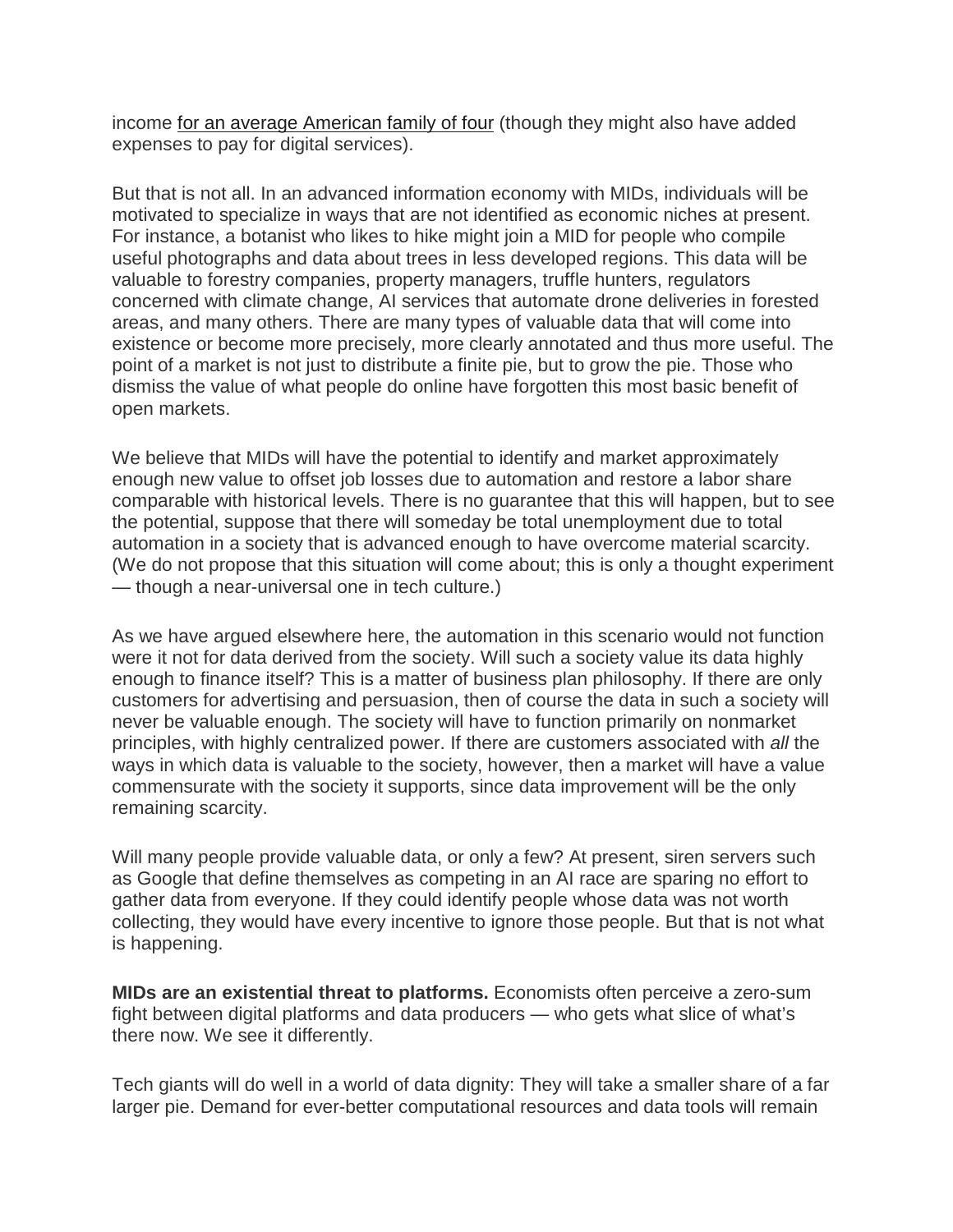income [for an average American family of four](#) (though they might also have added expenses to pay for digital services).

But that is not all. In an advanced information economy with MIDs, individuals will be motivated to specialize in ways that are not identified as economic niches at present. For instance, a botanist who likes to hike might join a MID for people who compile useful photographs and data about trees in less developed regions. This data will be valuable to forestry companies, property managers, truffle hunters, regulators concerned with climate change, AI services that automate drone deliveries in forested areas, and many others. There are many types of valuable data that will come into existence or become more precisely, more clearly annotated and thus more useful. The point of a market is not just to distribute a finite pie, but to grow the pie. Those who dismiss the value of what people do online have forgotten this most basic benefit of open markets.

We believe that MIDs will have the potential to identify and market approximately enough new value to offset job losses due to automation and restore a labor share comparable with historical levels. There is no guarantee that this will happen, but to see the potential, suppose that there will someday be total unemployment due to total automation in a society that is advanced enough to have overcome material scarcity. (We do not propose that this situation will come about; this is only a thought experiment — though a near-universal one in tech culture.)

As we have argued elsewhere here, the automation in this scenario would not function were it not for data derived from the society. Will such a society value its data highly enough to finance itself? This is a matter of business plan philosophy. If there are only customers for advertising and persuasion, then of course the data in such a society will never be valuable enough. The society will have to function primarily on nonmarket principles, with highly centralized power. If there are customers associated with *all* the ways in which data is valuable to the society, however, then a market will have a value commensurate with the society it supports, since data improvement will be the only remaining scarcity.

Will many people provide valuable data, or only a few? At present, siren servers such as Google that define themselves as competing in an AI race are sparing no effort to gather data from everyone. If they could identify people whose data was not worth collecting, they would have every incentive to ignore those people. But that is not what is happening.

**MIDs are an existential threat to platforms.** Economists often perceive a zero-sum fight between digital platforms and data producers — who gets what slice of what's there now. We see it differently.

Tech giants will do well in a world of data dignity: They will take a smaller share of a far larger pie. Demand for ever-better computational resources and data tools will remain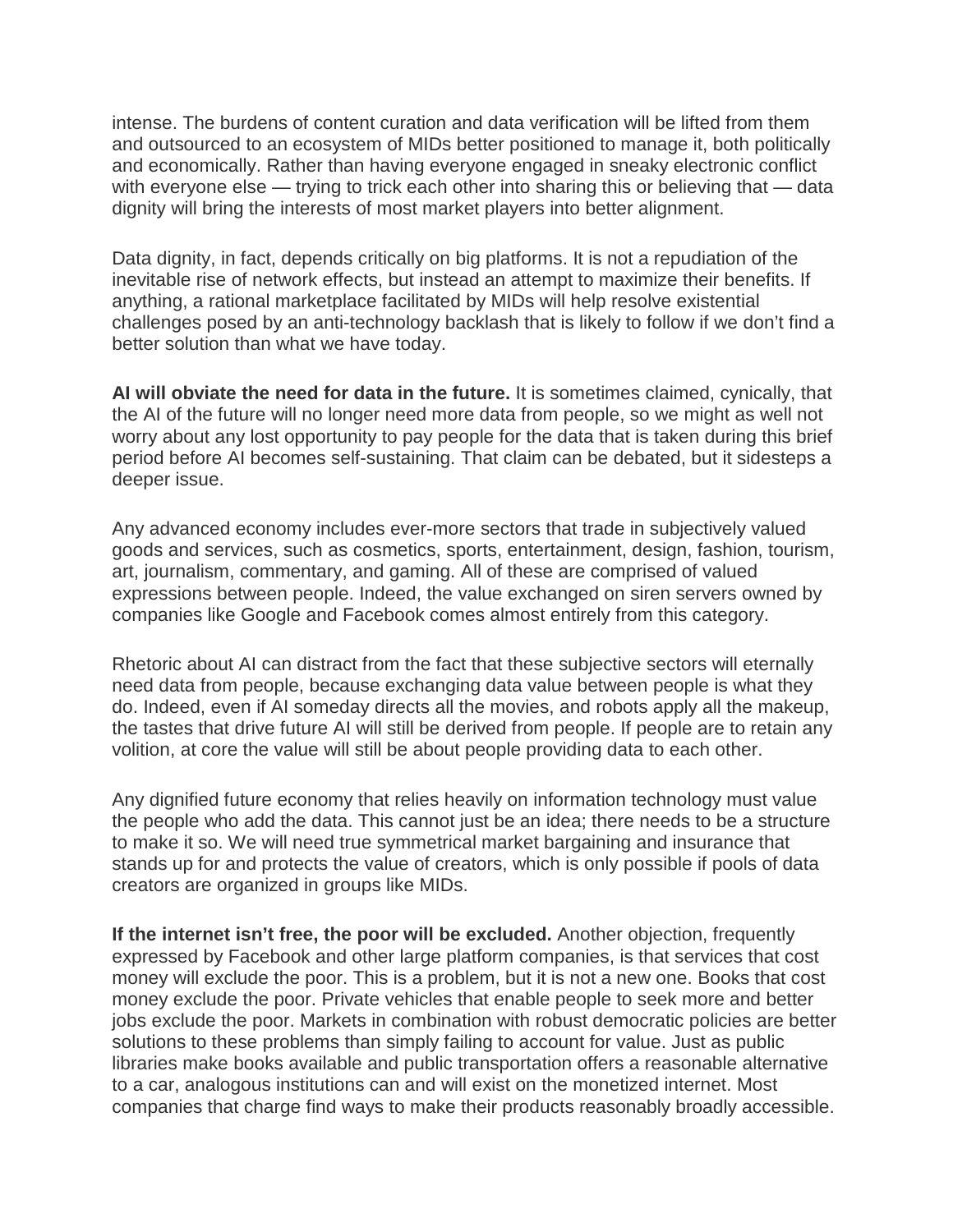intense. The burdens of content curation and data verification will be lifted from them and outsourced to an ecosystem of MIDs better positioned to manage it, both politically and economically. Rather than having everyone engaged in sneaky electronic conflict with everyone else — trying to trick each other into sharing this or believing that — data dignity will bring the interests of most market players into better alignment.

Data dignity, in fact, depends critically on big platforms. It is not a repudiation of the inevitable rise of network effects, but instead an attempt to maximize their benefits. If anything, a rational marketplace facilitated by MIDs will help resolve existential challenges posed by an anti-technology backlash that is likely to follow if we don't find a better solution than what we have today.

**AI will obviate the need for data in the future.** It is sometimes claimed, cynically, that the AI of the future will no longer need more data from people, so we might as well not worry about any lost opportunity to pay people for the data that is taken during this brief period before AI becomes self-sustaining. That claim can be debated, but it sidesteps a deeper issue.

Any advanced economy includes ever-more sectors that trade in subjectively valued goods and services, such as cosmetics, sports, entertainment, design, fashion, tourism, art, journalism, commentary, and gaming. All of these are comprised of valued expressions between people. Indeed, the value exchanged on siren servers owned by companies like Google and Facebook comes almost entirely from this category.

Rhetoric about AI can distract from the fact that these subjective sectors will eternally need data from people, because exchanging data value between people is what they do. Indeed, even if AI someday directs all the movies, and robots apply all the makeup, the tastes that drive future AI will still be derived from people. If people are to retain any volition, at core the value will still be about people providing data to each other.

Any dignified future economy that relies heavily on information technology must value the people who add the data. This cannot just be an idea; there needs to be a structure to make it so. We will need true symmetrical market bargaining and insurance that stands up for and protects the value of creators, which is only possible if pools of data creators are organized in groups like MIDs.

**If the internet isn't free, the poor will be excluded.** Another objection, frequently expressed by Facebook and other large platform companies, is that services that cost money will exclude the poor. This is a problem, but it is not a new one. Books that cost money exclude the poor. Private vehicles that enable people to seek more and better jobs exclude the poor. Markets in combination with robust democratic policies are better solutions to these problems than simply failing to account for value. Just as public libraries make books available and public transportation offers a reasonable alternative to a car, analogous institutions can and will exist on the monetized internet. Most companies that charge find ways to make their products reasonably broadly accessible.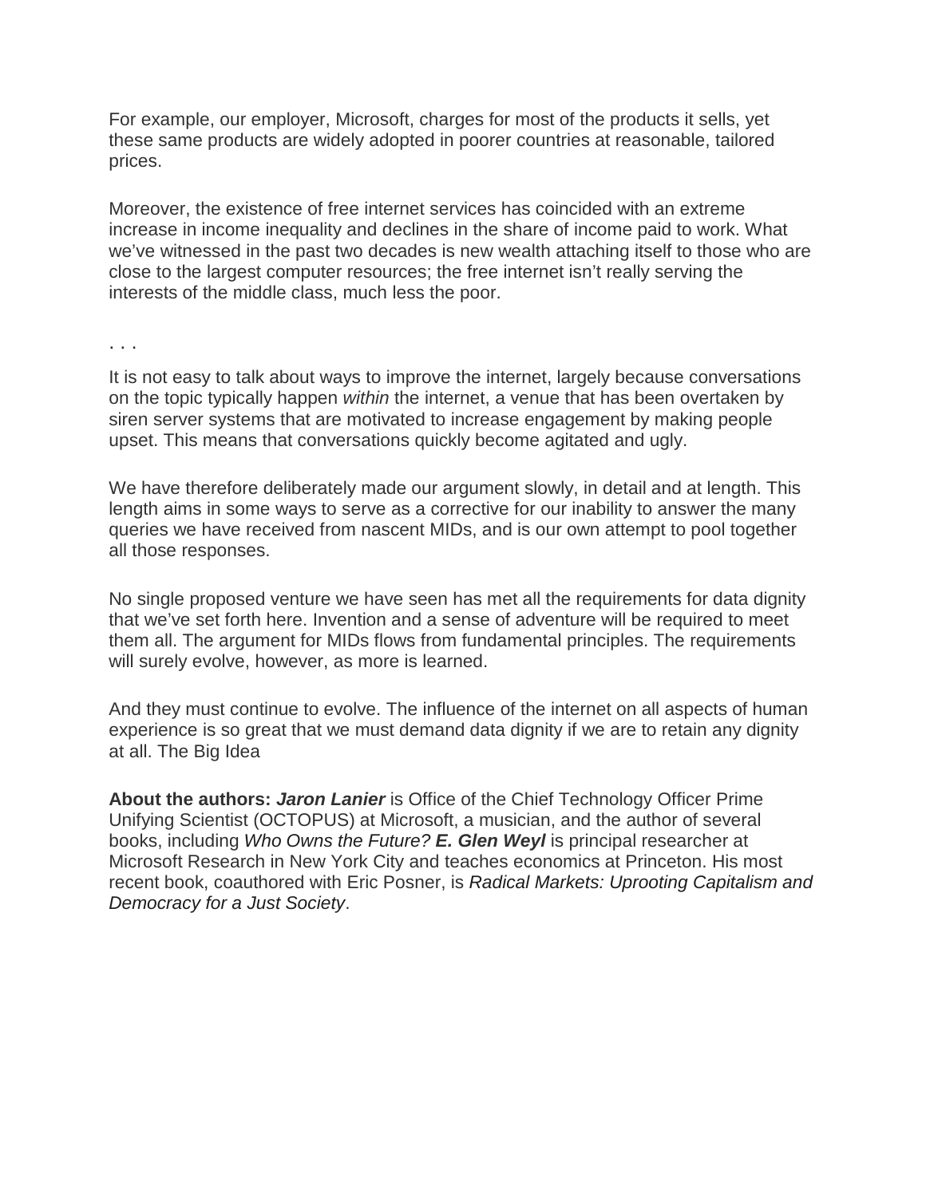For example, our employer, Microsoft, charges for most of the products it sells, yet these same products are widely adopted in poorer countries at reasonable, tailored prices.

Moreover, the existence of free internet services has coincided with an extreme increase in income inequality and declines in the share of income paid to work. What we've witnessed in the past two decades is new wealth attaching itself to those who are close to the largest computer resources; the free internet isn't really serving the interests of the middle class, much less the poor.

. . .

It is not easy to talk about ways to improve the internet, largely because conversations on the topic typically happen *within* the internet, a venue that has been overtaken by siren server systems that are motivated to increase engagement by making people upset. This means that conversations quickly become agitated and ugly.

We have therefore deliberately made our argument slowly, in detail and at length. This length aims in some ways to serve as a corrective for our inability to answer the many queries we have received from nascent MIDs, and is our own attempt to pool together all those responses.

No single proposed venture we have seen has met all the requirements for data dignity that we've set forth here. Invention and a sense of adventure will be required to meet them all. The argument for MIDs flows from fundamental principles. The requirements will surely evolve, however, as more is learned.

And they must continue to evolve. The influence of the internet on all aspects of human experience is so great that we must demand data dignity if we are to retain any dignity at all. The Big Idea

**About the authors:** ***Jaron Lanier*** is Office of the Chief Technology Officer Prime Unifying Scientist (OCTOPUS) at Microsoft, a musician, and the author of several books, including *Who Owns the Future?* ***E. Glen Weyl*** is principal researcher at Microsoft Research in New York City and teaches economics at Princeton. His most recent book, coauthored with Eric Posner, is *Radical Markets: Uprooting Capitalism and Democracy for a Just Society*.